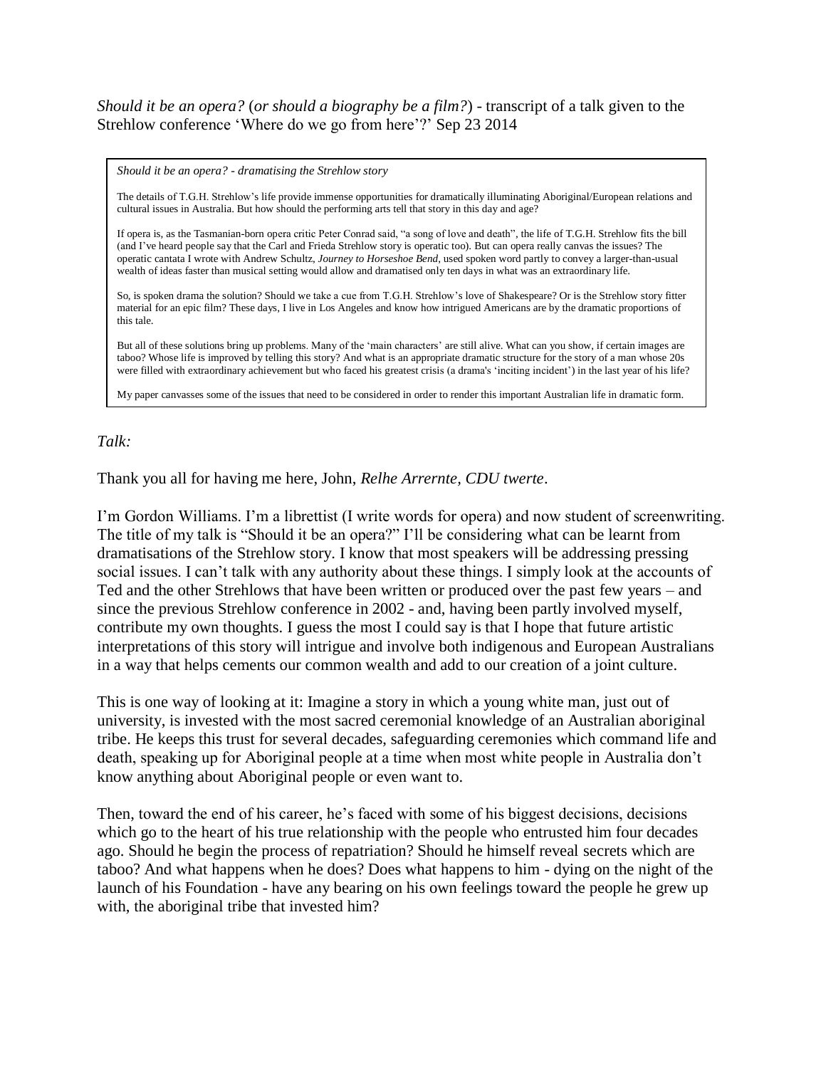*Should it be an opera?* (*or should a biography be a film?*) - transcript of a talk given to the Strehlow conference 'Where do we go from here'?' Sep 23 2014

> *Should it be an opera? - dramatising the Strehlow story*
>
> The details of T.G.H. Strehlow's life provide immense opportunities for dramatically illuminating Aboriginal/European relations and cultural issues in Australia. But how should the performing arts tell that story in this day and age?
>
> If opera is, as the Tasmanian-born opera critic Peter Conrad said, "a song of love and death", the life of T.G.H. Strehlow fits the bill (and I've heard people say that the Carl and Frieda Strehlow story is operatic too). But can opera really canvas the issues? The operatic cantata I wrote with Andrew Schultz, *Journey to Horseshoe Bend*, used spoken word partly to convey a larger-than-usual wealth of ideas faster than musical setting would allow and dramatised only ten days in what was an extraordinary life.
>
> So, is spoken drama the solution? Should we take a cue from T.G.H. Strehlow's love of Shakespeare? Or is the Strehlow story fitter material for an epic film? These days, I live in Los Angeles and know how intrigued Americans are by the dramatic proportions of this tale.
>
> But all of these solutions bring up problems. Many of the 'main characters' are still alive. What can you show, if certain images are taboo? Whose life is improved by telling this story? And what is an appropriate dramatic structure for the story of a man whose 20s were filled with extraordinary achievement but who faced his greatest crisis (a drama's 'inciting incident') in the last year of his life?
>
> My paper canvasses some of the issues that need to be considered in order to render this important Australian life in dramatic form.

*Talk:*

Thank you all for having me here, John, *Relhe Arrernte, CDU twerte*.

I'm Gordon Williams. I'm a librettist (I write words for opera) and now student of screenwriting. The title of my talk is "Should it be an opera?" I'll be considering what can be learnt from dramatisations of the Strehlow story. I know that most speakers will be addressing pressing social issues. I can't talk with any authority about these things. I simply look at the accounts of Ted and the other Strehlows that have been written or produced over the past few years – and since the previous Strehlow conference in 2002 - and, having been partly involved myself, contribute my own thoughts. I guess the most I could say is that I hope that future artistic interpretations of this story will intrigue and involve both indigenous and European Australians in a way that helps cements our common wealth and add to our creation of a joint culture.

This is one way of looking at it: Imagine a story in which a young white man, just out of university, is invested with the most sacred ceremonial knowledge of an Australian aboriginal tribe. He keeps this trust for several decades, safeguarding ceremonies which command life and death, speaking up for Aboriginal people at a time when most white people in Australia don't know anything about Aboriginal people or even want to.

Then, toward the end of his career, he's faced with some of his biggest decisions, decisions which go to the heart of his true relationship with the people who entrusted him four decades ago. Should he begin the process of repatriation? Should he himself reveal secrets which are taboo? And what happens when he does? Does what happens to him - dying on the night of the launch of his Foundation - have any bearing on his own feelings toward the people he grew up with, the aboriginal tribe that invested him?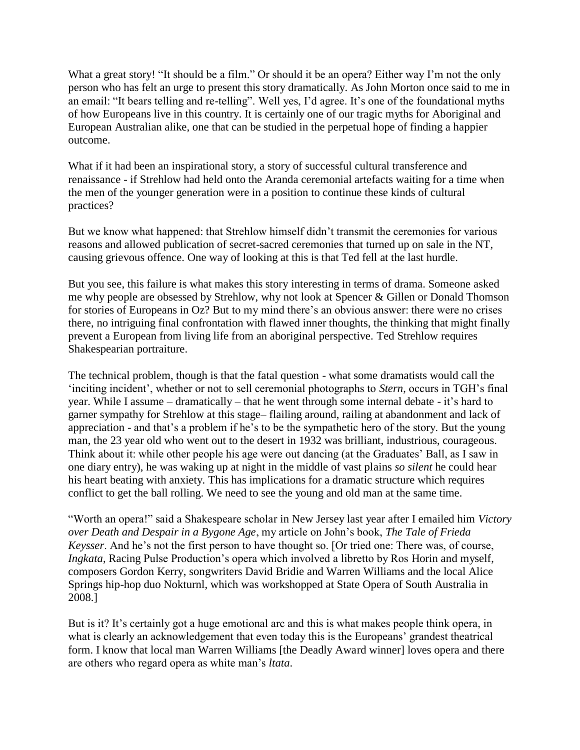What a great story! "It should be a film." Or should it be an opera? Either way I'm not the only person who has felt an urge to present this story dramatically. As John Morton once said to me in an email: "It bears telling and re-telling". Well yes, I'd agree. It's one of the foundational myths of how Europeans live in this country. It is certainly one of our tragic myths for Aboriginal and European Australian alike, one that can be studied in the perpetual hope of finding a happier outcome.

What if it had been an inspirational story, a story of successful cultural transference and renaissance - if Strehlow had held onto the Aranda ceremonial artefacts waiting for a time when the men of the younger generation were in a position to continue these kinds of cultural practices?

But we know what happened: that Strehlow himself didn't transmit the ceremonies for various reasons and allowed publication of secret-sacred ceremonies that turned up on sale in the NT, causing grievous offence. One way of looking at this is that Ted fell at the last hurdle.

But you see, this failure is what makes this story interesting in terms of drama. Someone asked me why people are obsessed by Strehlow, why not look at Spencer & Gillen or Donald Thomson for stories of Europeans in Oz? But to my mind there's an obvious answer: there were no crises there, no intriguing final confrontation with flawed inner thoughts, the thinking that might finally prevent a European from living life from an aboriginal perspective. Ted Strehlow requires Shakespearian portraiture.

The technical problem, though is that the fatal question - what some dramatists would call the 'inciting incident', whether or not to sell ceremonial photographs to *Stern*, occurs in TGH's final year. While I assume – dramatically – that he went through some internal debate - it's hard to garner sympathy for Strehlow at this stage– flailing around, railing at abandonment and lack of appreciation - and that's a problem if he's to be the sympathetic hero of the story. But the young man, the 23 year old who went out to the desert in 1932 was brilliant, industrious, courageous. Think about it: while other people his age were out dancing (at the Graduates' Ball, as I saw in one diary entry), he was waking up at night in the middle of vast plains *so silent* he could hear his heart beating with anxiety. This has implications for a dramatic structure which requires conflict to get the ball rolling. We need to see the young and old man at the same time.

"Worth an opera!" said a Shakespeare scholar in New Jersey last year after I emailed him *Victory over Death and Despair in a Bygone Age*, my article on John's book, *The Tale of Frieda Keysser*. And he's not the first person to have thought so. [Or tried one: There was, of course, *Ingkata*, Racing Pulse Production's opera which involved a libretto by Ros Horin and myself, composers Gordon Kerry, songwriters David Bridie and Warren Williams and the local Alice Springs hip-hop duo Nokturnl, which was workshopped at State Opera of South Australia in 2008.]

But is it? It's certainly got a huge emotional arc and this is what makes people think opera, in what is clearly an acknowledgement that even today this is the Europeans' grandest theatrical form. I know that local man Warren Williams [the Deadly Award winner] loves opera and there are others who regard opera as white man's *ltata*.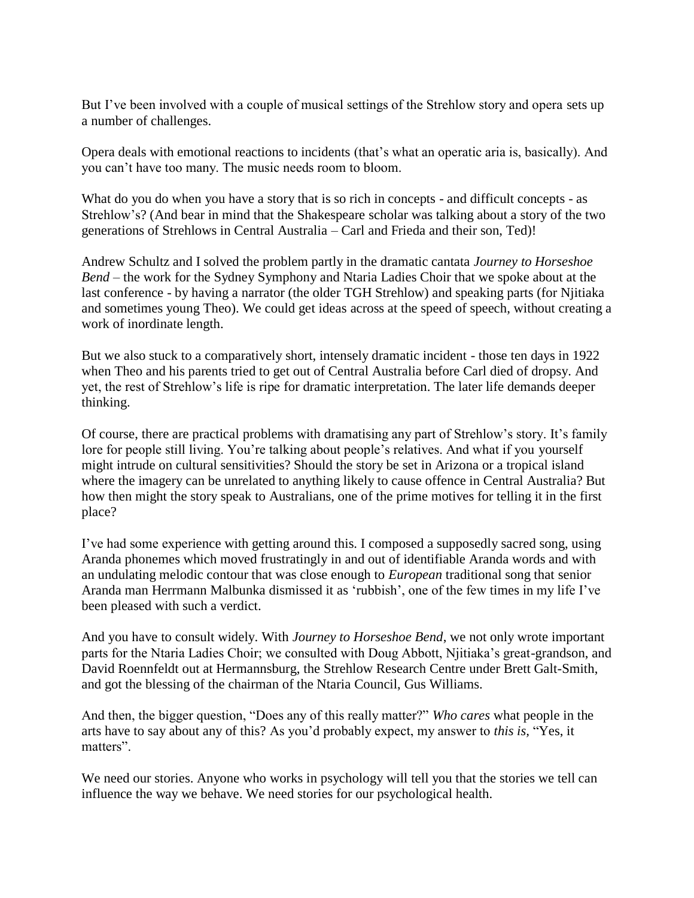But I've been involved with a couple of musical settings of the Strehlow story and opera sets up a number of challenges.

Opera deals with emotional reactions to incidents (that's what an operatic aria is, basically). And you can't have too many. The music needs room to bloom.

What do you do when you have a story that is so rich in concepts - and difficult concepts - as Strehlow's? (And bear in mind that the Shakespeare scholar was talking about a story of the two generations of Strehlows in Central Australia – Carl and Frieda and their son, Ted)!

Andrew Schultz and I solved the problem partly in the dramatic cantata *Journey to Horseshoe Bend* – the work for the Sydney Symphony and Ntaria Ladies Choir that we spoke about at the last conference - by having a narrator (the older TGH Strehlow) and speaking parts (for Njitiaka and sometimes young Theo). We could get ideas across at the speed of speech, without creating a work of inordinate length.

But we also stuck to a comparatively short, intensely dramatic incident - those ten days in 1922 when Theo and his parents tried to get out of Central Australia before Carl died of dropsy. And yet, the rest of Strehlow's life is ripe for dramatic interpretation. The later life demands deeper thinking.

Of course, there are practical problems with dramatising any part of Strehlow's story. It's family lore for people still living. You're talking about people's relatives. And what if you yourself might intrude on cultural sensitivities? Should the story be set in Arizona or a tropical island where the imagery can be unrelated to anything likely to cause offence in Central Australia? But how then might the story speak to Australians, one of the prime motives for telling it in the first place?

I've had some experience with getting around this. I composed a supposedly sacred song, using Aranda phonemes which moved frustratingly in and out of identifiable Aranda words and with an undulating melodic contour that was close enough to *European* traditional song that senior Aranda man Herrmann Malbunka dismissed it as 'rubbish', one of the few times in my life I've been pleased with such a verdict.

And you have to consult widely. With *Journey to Horseshoe Bend*, we not only wrote important parts for the Ntaria Ladies Choir; we consulted with Doug Abbott, Njitiaka's great-grandson, and David Roennfeldt out at Hermannsburg, the Strehlow Research Centre under Brett Galt-Smith, and got the blessing of the chairman of the Ntaria Council, Gus Williams.

And then, the bigger question, "Does any of this really matter?" *Who cares* what people in the arts have to say about any of this? As you'd probably expect, my answer to *this is*, "Yes, it matters".

We need our stories. Anyone who works in psychology will tell you that the stories we tell can influence the way we behave. We need stories for our psychological health.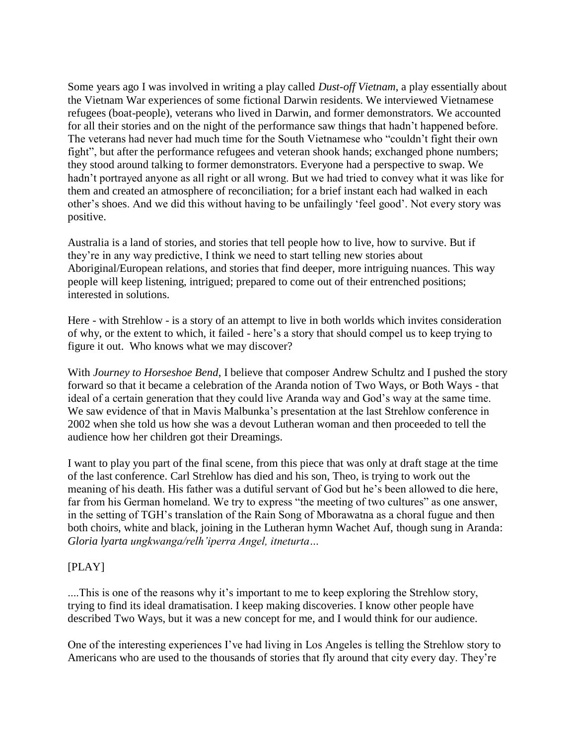Some years ago I was involved in writing a play called *Dust-off Vietnam*, a play essentially about the Vietnam War experiences of some fictional Darwin residents. We interviewed Vietnamese refugees (boat-people), veterans who lived in Darwin, and former demonstrators. We accounted for all their stories and on the night of the performance saw things that hadn't happened before. The veterans had never had much time for the South Vietnamese who "couldn't fight their own fight", but after the performance refugees and veteran shook hands; exchanged phone numbers; they stood around talking to former demonstrators. Everyone had a perspective to swap. We hadn't portrayed anyone as all right or all wrong. But we had tried to convey what it was like for them and created an atmosphere of reconciliation; for a brief instant each had walked in each other's shoes. And we did this without having to be unfailingly 'feel good'. Not every story was positive.

Australia is a land of stories, and stories that tell people how to live, how to survive. But if they're in any way predictive, I think we need to start telling new stories about Aboriginal/European relations, and stories that find deeper, more intriguing nuances. This way people will keep listening, intrigued; prepared to come out of their entrenched positions; interested in solutions.

Here - with Strehlow - is a story of an attempt to live in both worlds which invites consideration of why, or the extent to which, it failed - here's a story that should compel us to keep trying to figure it out. Who knows what we may discover?

With *Journey to Horseshoe Bend*, I believe that composer Andrew Schultz and I pushed the story forward so that it became a celebration of the Aranda notion of Two Ways, or Both Ways - that ideal of a certain generation that they could live Aranda way and God's way at the same time. We saw evidence of that in Mavis Malbunka's presentation at the last Strehlow conference in 2002 when she told us how she was a devout Lutheran woman and then proceeded to tell the audience how her children got their Dreamings.

I want to play you part of the final scene, from this piece that was only at draft stage at the time of the last conference. Carl Strehlow has died and his son, Theo, is trying to work out the meaning of his death. His father was a dutiful servant of God but he's been allowed to die here, far from his German homeland. We try to express "the meeting of two cultures" as one answer, in the setting of TGH's translation of the Rain Song of Mborawatna as a choral fugue and then both choirs, white and black, joining in the Lutheran hymn Wachet Auf, though sung in Aranda: *Gloria lyarta ungkwanga/relh'iperra Angel, itneturta…*

[PLAY]

....This is one of the reasons why it's important to me to keep exploring the Strehlow story, trying to find its ideal dramatisation. I keep making discoveries. I know other people have described Two Ways, but it was a new concept for me, and I would think for our audience.

One of the interesting experiences I've had living in Los Angeles is telling the Strehlow story to Americans who are used to the thousands of stories that fly around that city every day. They're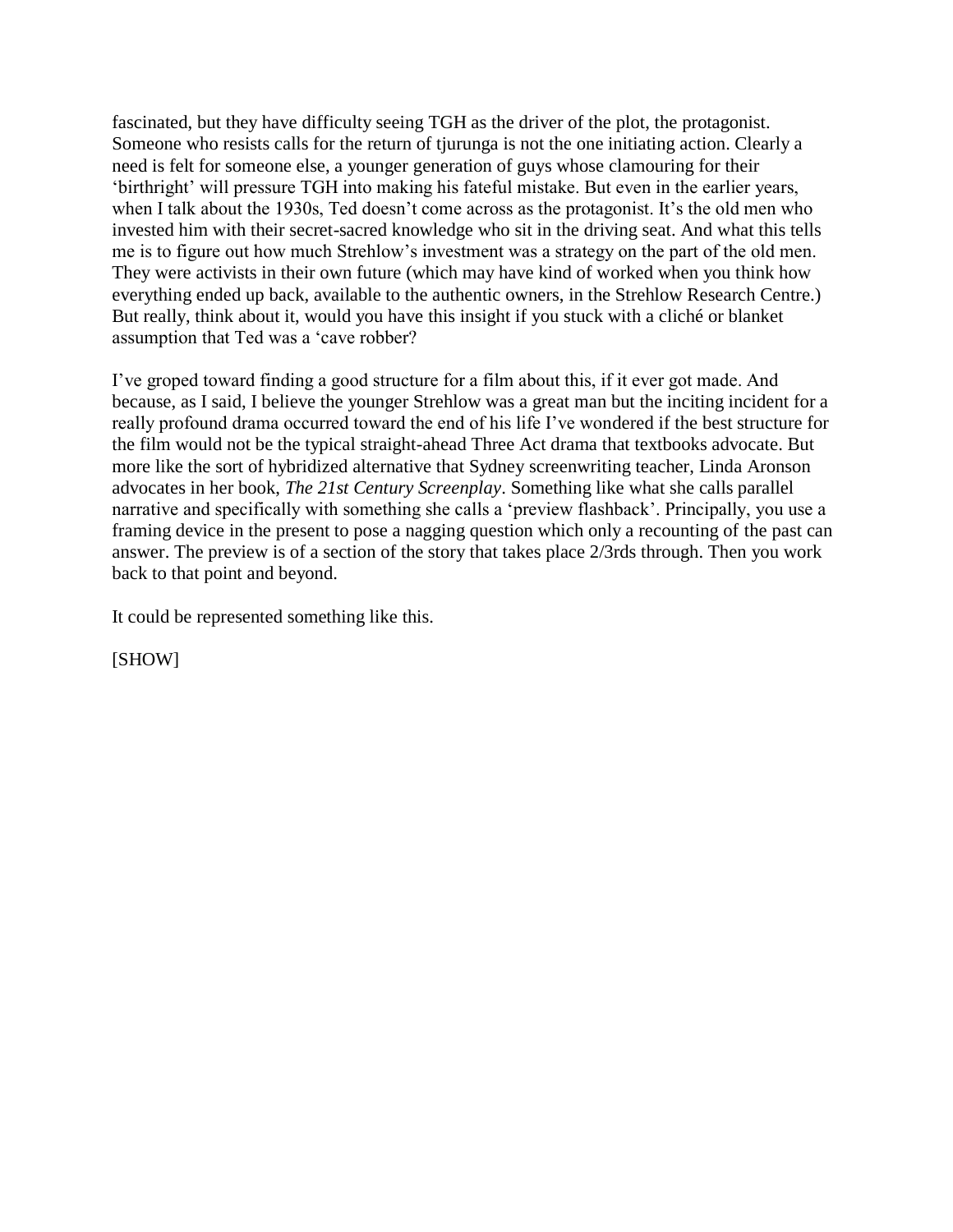fascinated, but they have difficulty seeing TGH as the driver of the plot, the protagonist. Someone who resists calls for the return of tjurunga is not the one initiating action. Clearly a need is felt for someone else, a younger generation of guys whose clamouring for their 'birthright' will pressure TGH into making his fateful mistake. But even in the earlier years, when I talk about the 1930s, Ted doesn't come across as the protagonist. It's the old men who invested him with their secret-sacred knowledge who sit in the driving seat. And what this tells me is to figure out how much Strehlow's investment was a strategy on the part of the old men. They were activists in their own future (which may have kind of worked when you think how everything ended up back, available to the authentic owners, in the Strehlow Research Centre.) But really, think about it, would you have this insight if you stuck with a cliché or blanket assumption that Ted was a 'cave robber?

I've groped toward finding a good structure for a film about this, if it ever got made. And because, as I said, I believe the younger Strehlow was a great man but the inciting incident for a really profound drama occurred toward the end of his life I've wondered if the best structure for the film would not be the typical straight-ahead Three Act drama that textbooks advocate. But more like the sort of hybridized alternative that Sydney screenwriting teacher, Linda Aronson advocates in her book, *The 21st Century Screenplay*. Something like what she calls parallel narrative and specifically with something she calls a 'preview flashback'. Principally, you use a framing device in the present to pose a nagging question which only a recounting of the past can answer. The preview is of a section of the story that takes place 2/3rds through. Then you work back to that point and beyond.

It could be represented something like this.

[SHOW]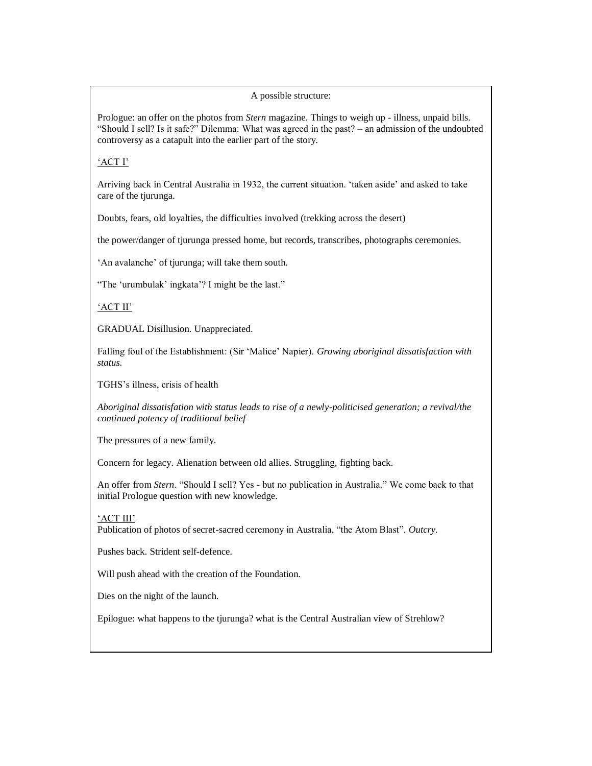A possible structure:

Prologue: an offer on the photos from *Stern* magazine. Things to weigh up - illness, unpaid bills. "Should I sell? Is it safe?" Dilemma: What was agreed in the past? – an admission of the undoubted controversy as a catapult into the earlier part of the story.

<u>'ACT I'</u>

Arriving back in Central Australia in 1932, the current situation. 'taken aside' and asked to take care of the tjurunga.

Doubts, fears, old loyalties, the difficulties involved (trekking across the desert)

the power/danger of tjurunga pressed home, but records, transcribes, photographs ceremonies.

'An avalanche' of tjurunga; will take them south.

"The 'urumbulak' ingkata'? I might be the last."

<u>'ACT II'</u>

GRADUAL Disillusion. Unappreciated.

Falling foul of the Establishment: (Sir 'Malice' Napier). *Growing aboriginal dissatisfaction with status.*

TGHS's illness, crisis of health

*Aboriginal dissatisfation with status leads to rise of a newly-politicised generation; a revival/the continued potency of traditional belief*

The pressures of a new family.

Concern for legacy. Alienation between old allies. Struggling, fighting back.

An offer from *Stern*. "Should I sell? Yes - but no publication in Australia." We come back to that initial Prologue question with new knowledge.

<u>'ACT III'</u>

Publication of photos of secret-sacred ceremony in Australia, "the Atom Blast". *Outcry.*

Pushes back. Strident self-defence.

Will push ahead with the creation of the Foundation.

Dies on the night of the launch.

Epilogue: what happens to the tjurunga? what is the Central Australian view of Strehlow?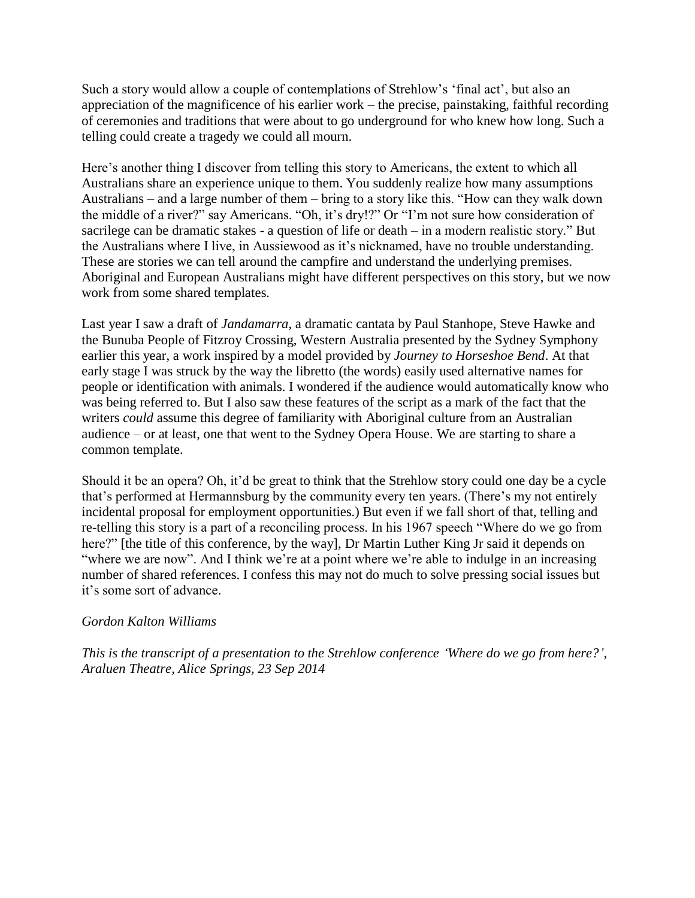Such a story would allow a couple of contemplations of Strehlow's 'final act', but also an appreciation of the magnificence of his earlier work – the precise, painstaking, faithful recording of ceremonies and traditions that were about to go underground for who knew how long. Such a telling could create a tragedy we could all mourn.

Here's another thing I discover from telling this story to Americans, the extent to which all Australians share an experience unique to them. You suddenly realize how many assumptions Australians – and a large number of them – bring to a story like this. "How can they walk down the middle of a river?" say Americans. "Oh, it's dry!?" Or "I'm not sure how consideration of sacrilege can be dramatic stakes - a question of life or death – in a modern realistic story." But the Australians where I live, in Aussiewood as it's nicknamed, have no trouble understanding. These are stories we can tell around the campfire and understand the underlying premises. Aboriginal and European Australians might have different perspectives on this story, but we now work from some shared templates.

Last year I saw a draft of *Jandamarra*, a dramatic cantata by Paul Stanhope, Steve Hawke and the Bunuba People of Fitzroy Crossing, Western Australia presented by the Sydney Symphony earlier this year, a work inspired by a model provided by *Journey to Horseshoe Bend*. At that early stage I was struck by the way the libretto (the words) easily used alternative names for people or identification with animals. I wondered if the audience would automatically know who was being referred to. But I also saw these features of the script as a mark of the fact that the writers *could* assume this degree of familiarity with Aboriginal culture from an Australian audience – or at least, one that went to the Sydney Opera House. We are starting to share a common template.

Should it be an opera? Oh, it'd be great to think that the Strehlow story could one day be a cycle that's performed at Hermannsburg by the community every ten years. (There's my not entirely incidental proposal for employment opportunities.) But even if we fall short of that, telling and re-telling this story is a part of a reconciling process. In his 1967 speech "Where do we go from here?" [the title of this conference, by the way], Dr Martin Luther King Jr said it depends on "where we are now". And I think we're at a point where we're able to indulge in an increasing number of shared references. I confess this may not do much to solve pressing social issues but it's some sort of advance.

*Gordon Kalton Williams*

*This is the transcript of a presentation to the Strehlow conference 'Where do we go from here?', Araluen Theatre, Alice Springs, 23 Sep 2014*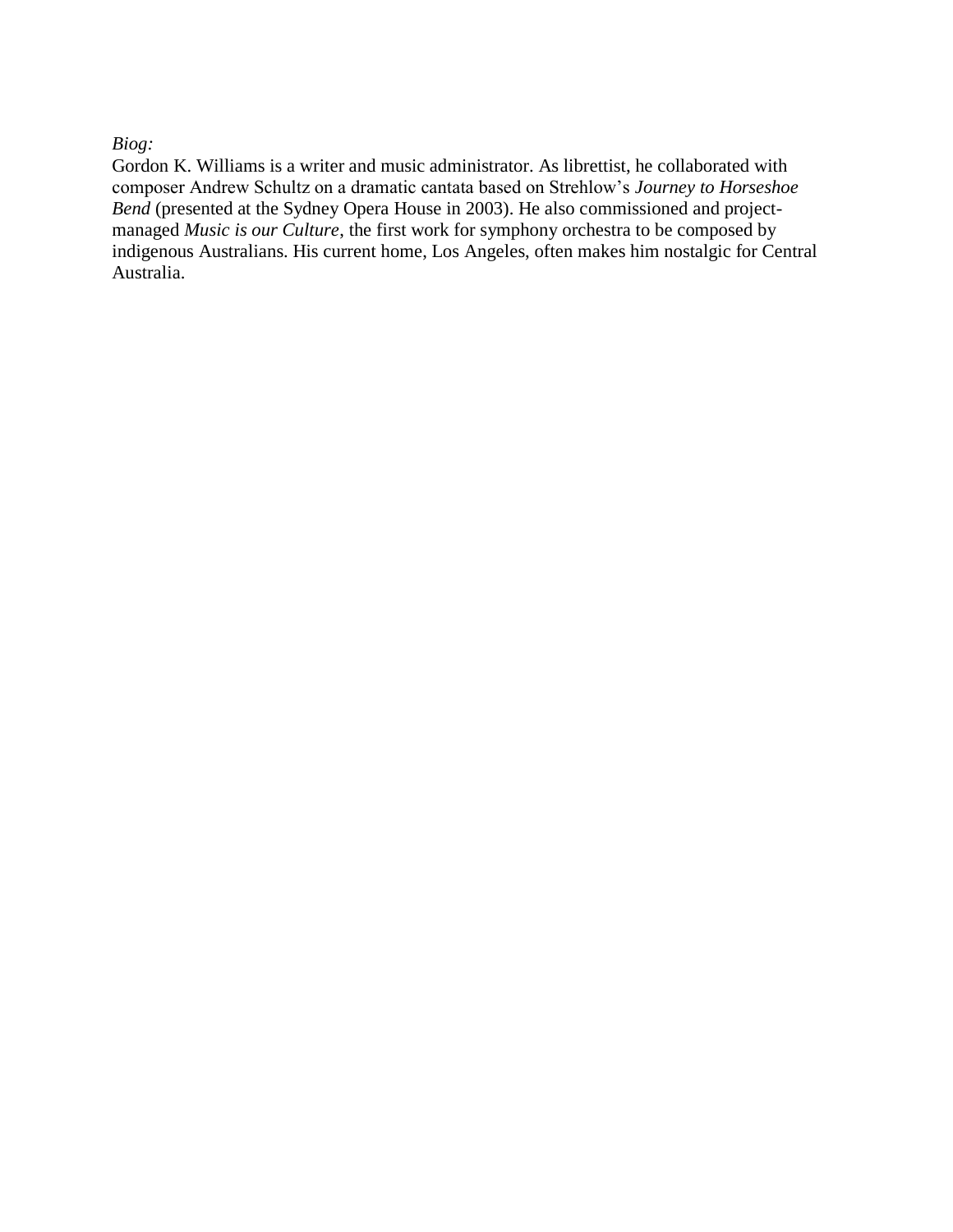*Biog:*

Gordon K. Williams is a writer and music administrator. As librettist, he collaborated with composer Andrew Schultz on a dramatic cantata based on Strehlow's *Journey to Horseshoe Bend* (presented at the Sydney Opera House in 2003). He also commissioned and project-managed *Music is our Culture*, the first work for symphony orchestra to be composed by indigenous Australians. His current home, Los Angeles, often makes him nostalgic for Central Australia.